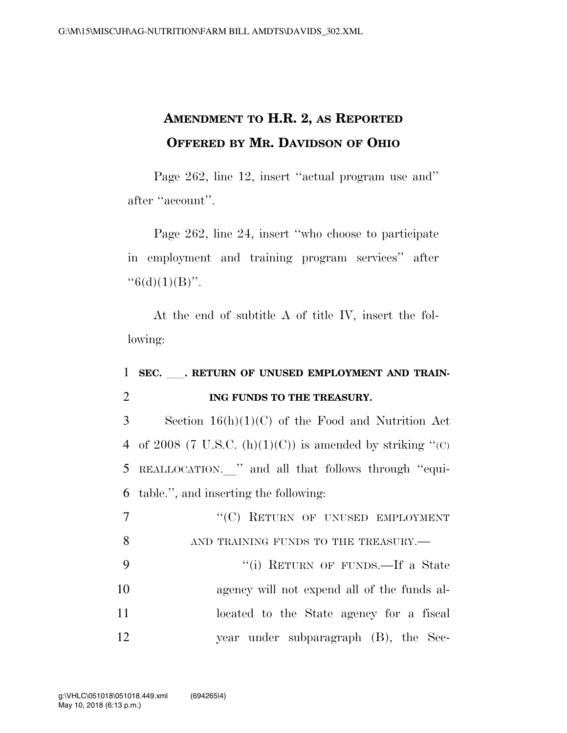# AMENDMENT TO H.R. 2, AS REPORTED OFFERED BY MR. DAVIDSON OF OHIO

Page 262, line 12, insert "actual program use and" after "account".

Page 262, line 24, insert "who choose to participate in employment and training program services" after "6(d)(1)(B)".

At the end of subtitle A of title IV, insert the following:

1 **SEC. \_\_\_. RETURN OF UNUSED EMPLOYMENT AND TRAIN-**
2 **ING FUNDS TO THE TREASURY.**

3 Section 16(h)(1)(C) of the Food and Nutrition Act
4 of 2008 (7 U.S.C. (h)(1)(C)) is amended by striking "(C)
5 REALLOCATION.\_\_" and all that follows through "equi-
6 table.", and inserting the following:

7 "(C) RETURN OF UNUSED EMPLOYMENT
8 AND TRAINING FUNDS TO THE TREASURY.—

9 "(i) RETURN OF FUNDS.—If a State
10 agency will not expend all of the funds al-
11 located to the State agency for a fiscal
12 year under subparagraph (B), the Sec-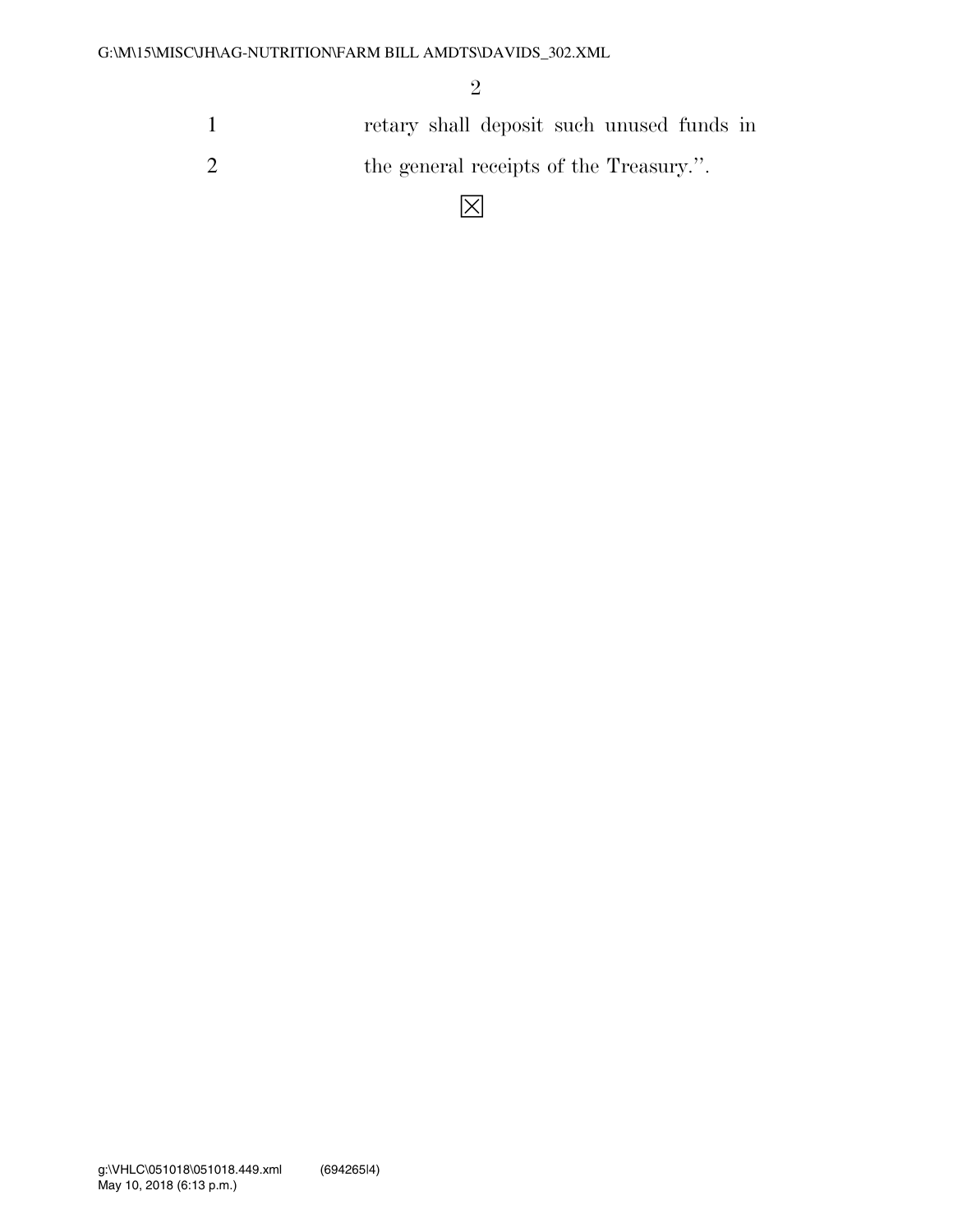retary shall deposit such unused funds in the general receipts of the Treasury.''.